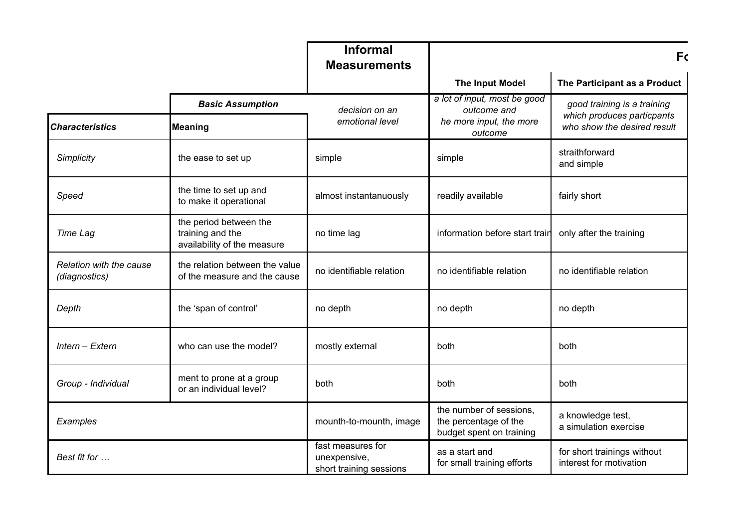| | | Informal Measurements | Fo | |
|---|---|---|---|---|
| | | | **The Input Model** | **The Participant as a Product** |
| | ***Basic Assumption*** | *decision on an emotional level* | *a lot of input, most be good outcome and he more input, the more outcome* | *good training is a training which produces particpants who show the desired result* |
| ***Characteristics*** | **Meaning** | | | |
| *Simplicity* | the ease to set up | simple | simple | straithforward and simple |
| *Speed* | the time to set up and to make it operational | almost instantanuously | readily available | fairly short |
| *Time Lag* | the period between the training and the availability of the measure | no time lag | information before start train | only after the training |
| *Relation with the cause (diagnostics)* | the relation between the value of the measure and the cause | no identifiable relation | no identifiable relation | no identifiable relation |
| *Depth* | the 'span of control' | no depth | no depth | no depth |
| *Intern – Extern* | who can use the model? | mostly external | both | both |
| *Group - Individual* | ment to prone at a group or an individual level? | both | both | both |
| *Examples* | | mounth-to-mounth, image | the number of sessions, the percentage of the budget spent on training | a knowledge test, a simulation exercise |
| *Best fit for …* | | fast measures for unexpensive, short training sessions | as a start and for small training efforts | for short trainings without interest for motivation |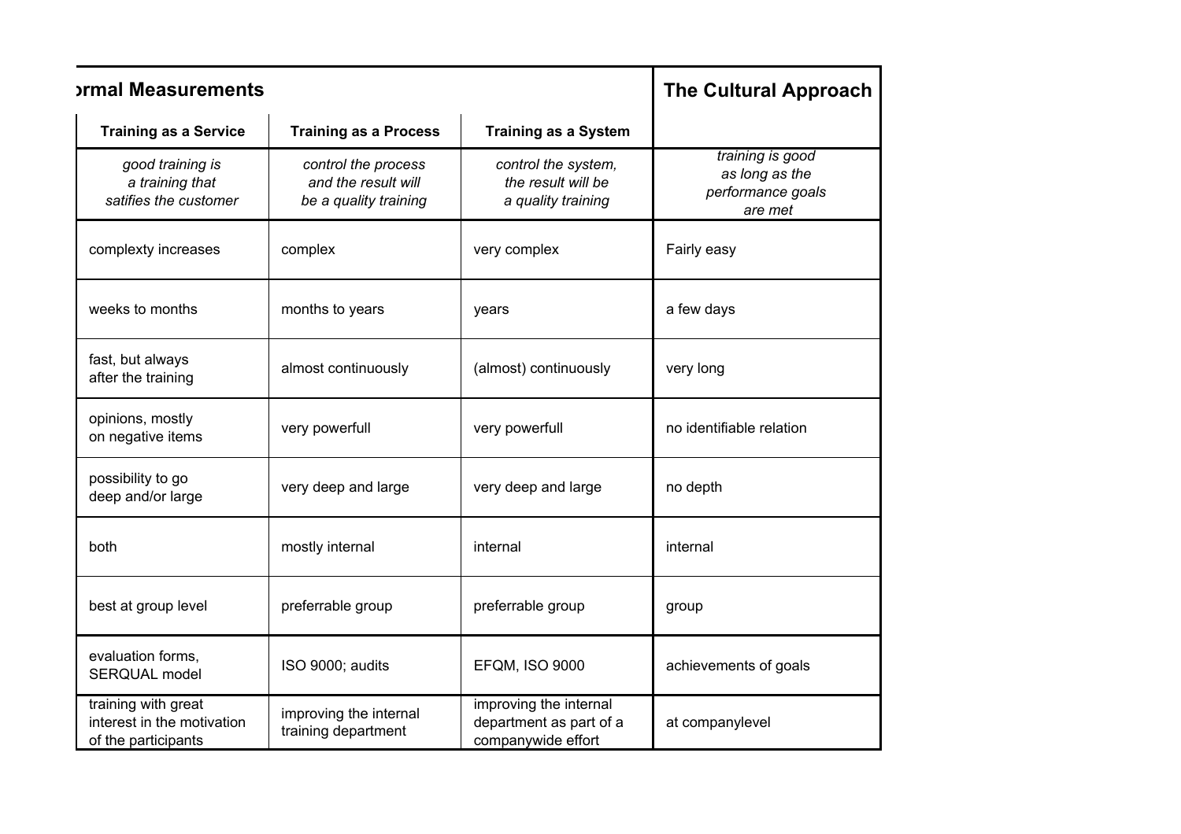| ɔrmal Measurements | | | The Cultural Approach |
|---|---|---|---|
| Training as a Service | Training as a Process | Training as a System | |
| *good training is a training that satifies the customer* | *control the process and the result will be a quality training* | *control the system, the result will be a quality training* | *training is good as long as the performance goals are met* |
| complexty increases | complex | very complex | Fairly easy |
| weeks to months | months to years | years | a few days |
| fast, but always after the training | almost continuously | (almost) continuously | very long |
| opinions, mostly on negative items | very powerfull | very powerfull | no identifiable relation |
| possibility to go deep and/or large | very deep and large | very deep and large | no depth |
| both | mostly internal | internal | internal |
| best at group level | preferrable group | preferrable group | group |
| evaluation forms, SERQUAL model | ISO 9000; audits | EFQM, ISO 9000 | achievements of goals |
| training with great interest in the motivation of the participants | improving the internal training department | improving the internal department as part of a companywide effort | at companylevel |